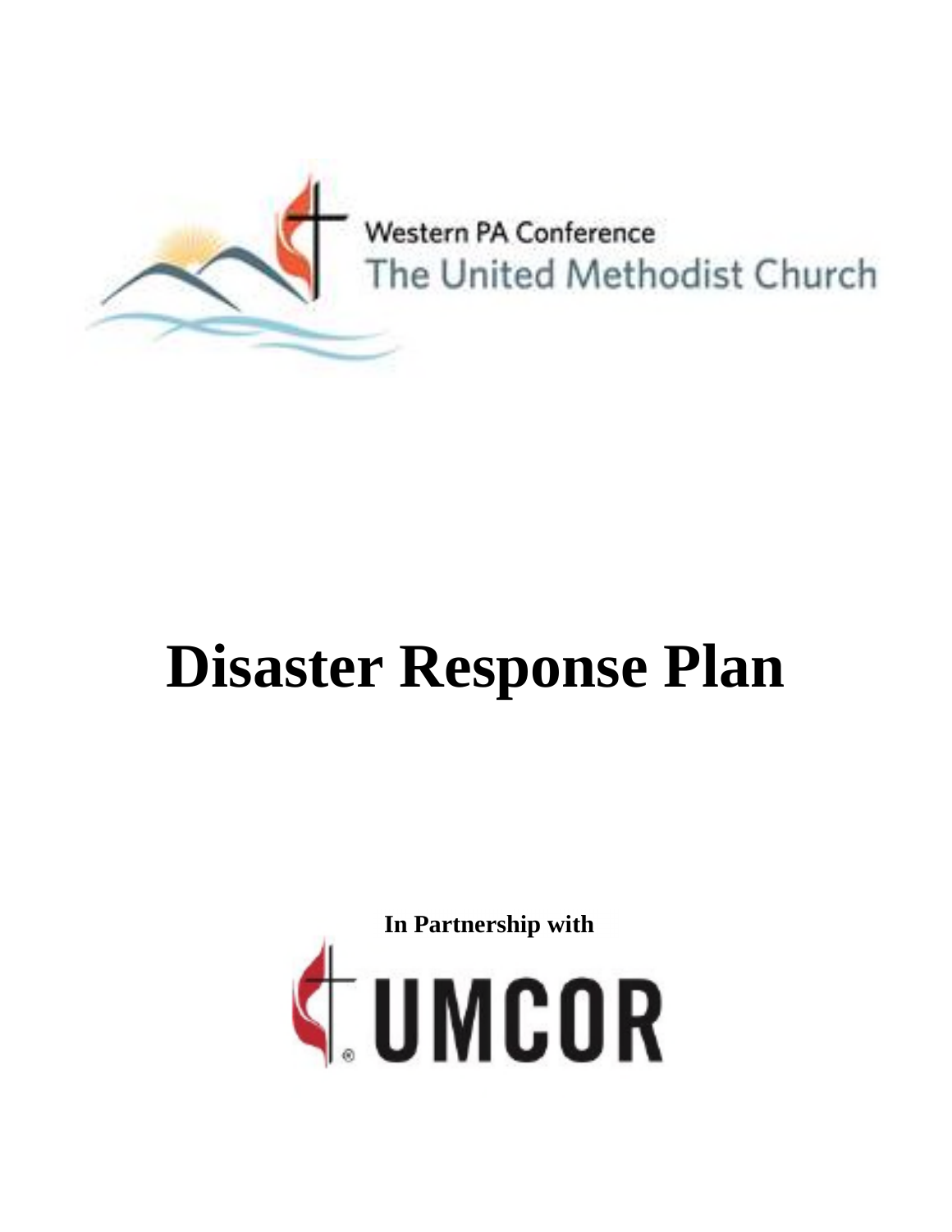Western PA Conference
The United Methodist Church

# Disaster Response Plan

**In Partnership with**

UMCOR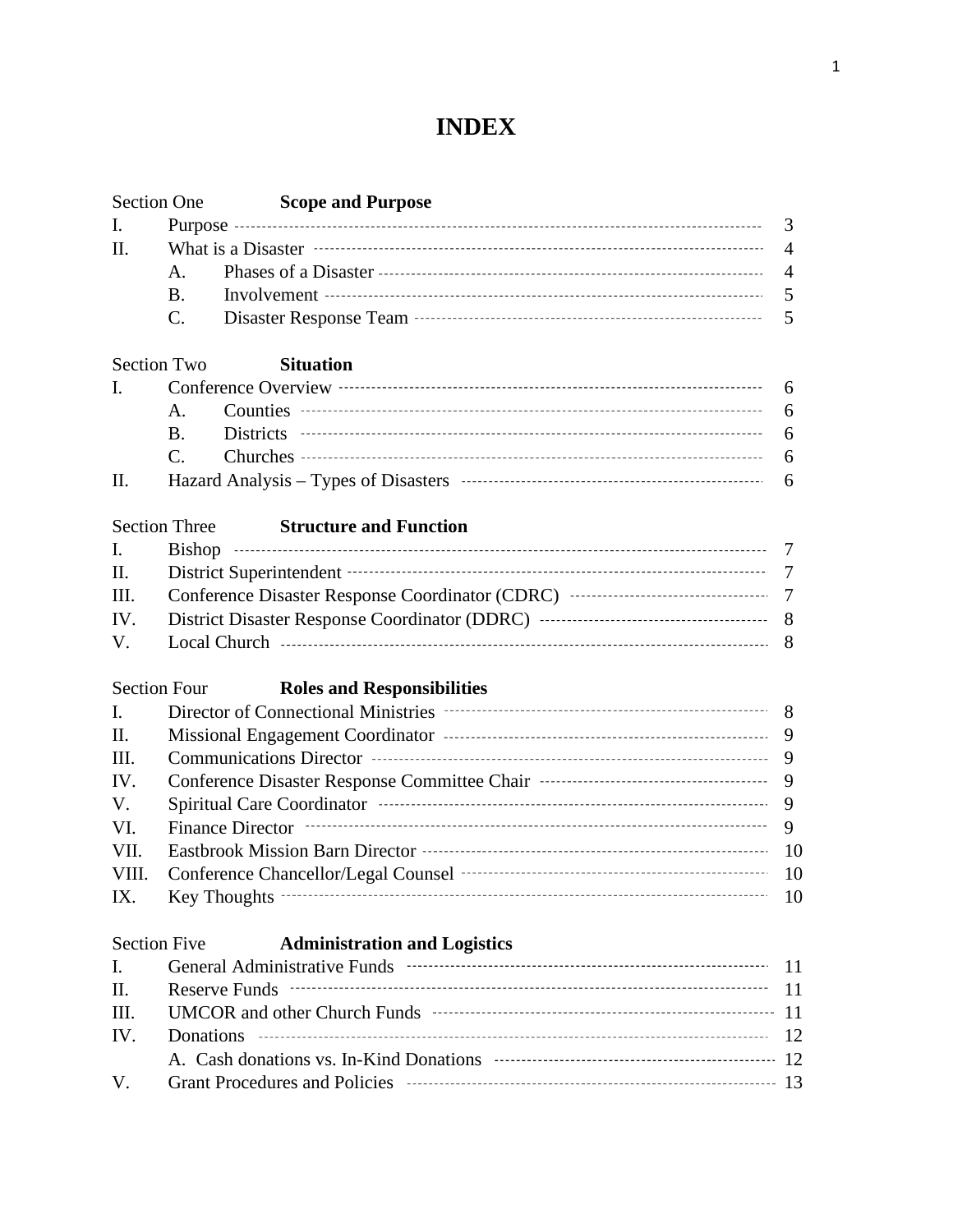# INDEX

| | | |
|---|---|---|
| **Section One** | **Scope and Purpose** | |
| I. | Purpose | 3 |
| II. | What is a Disaster | 4 |
| | A. Phases of a Disaster | 4 |
| | B. Involvement | 5 |
| | C. Disaster Response Team | 5 |
| **Section Two** | **Situation** | |
| I. | Conference Overview | 6 |
| | A. Counties | 6 |
| | B. Districts | 6 |
| | C. Churches | 6 |
| II. | Hazard Analysis – Types of Disasters | 6 |
| **Section Three** | **Structure and Function** | |
| I. | Bishop | 7 |
| II. | District Superintendent | 7 |
| III. | Conference Disaster Response Coordinator (CDRC) | 7 |
| IV. | District Disaster Response Coordinator (DDRC) | 8 |
| V. | Local Church | 8 |
| **Section Four** | **Roles and Responsibilities** | |
| I. | Director of Connectional Ministries | 8 |
| II. | Missional Engagement Coordinator | 9 |
| III. | Communications Director | 9 |
| IV. | Conference Disaster Response Committee Chair | 9 |
| V. | Spiritual Care Coordinator | 9 |
| VI. | Finance Director | 9 |
| VII. | Eastbrook Mission Barn Director | 10 |
| VIII. | Conference Chancellor/Legal Counsel | 10 |
| IX. | Key Thoughts | 10 |
| **Section Five** | **Administration and Logistics** | |
| I. | General Administrative Funds | 11 |
| II. | Reserve Funds | 11 |
| III. | UMCOR and other Church Funds | 11 |
| IV. | Donations | 12 |
| | A. Cash donations vs. In-Kind Donations | 12 |
| V. | Grant Procedures and Policies | 13 |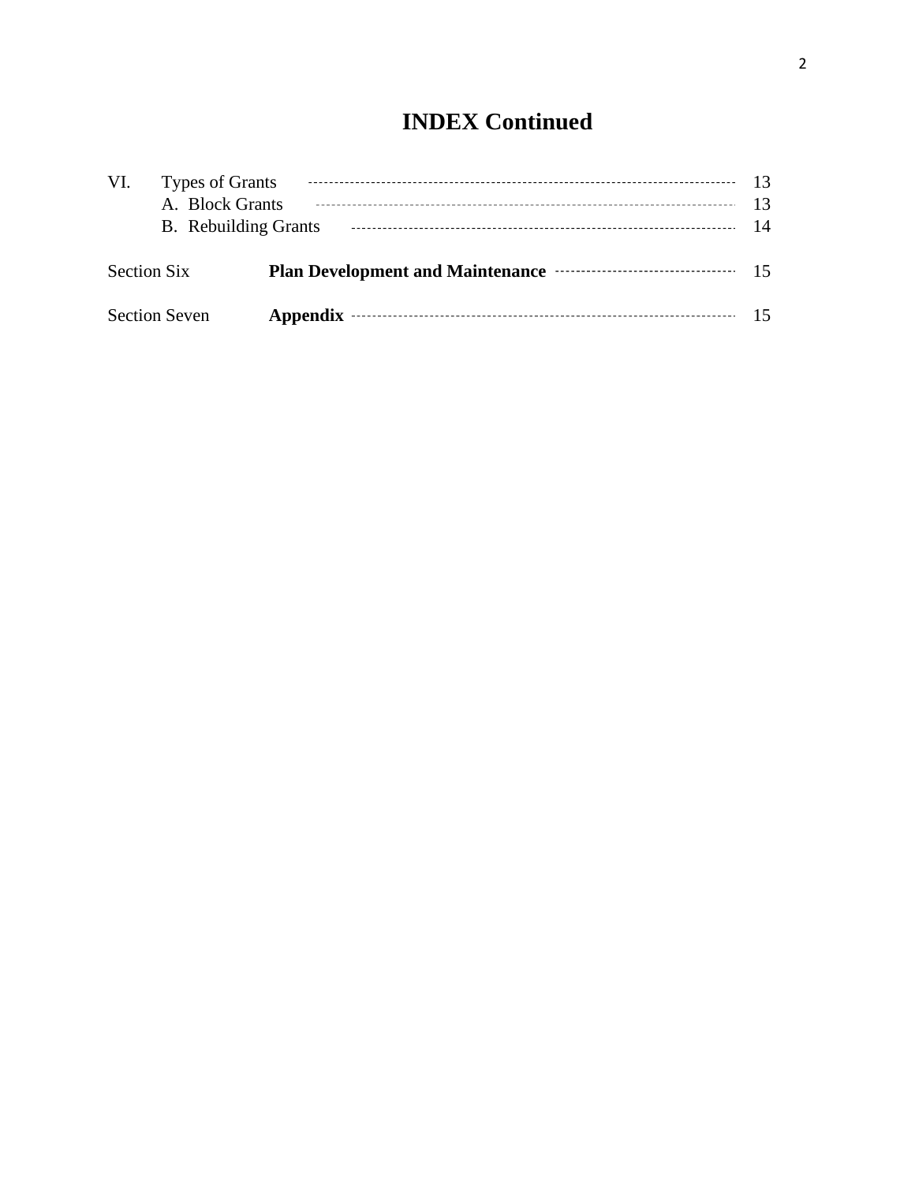# INDEX Continued

| | | |
|---|---|---|
| VI. | Types of Grants | 13 |
| | A. Block Grants | 13 |
| | B. Rebuilding Grants | 14 |
| Section Six | **Plan Development and Maintenance** | 15 |
| Section Seven | **Appendix** | 15 |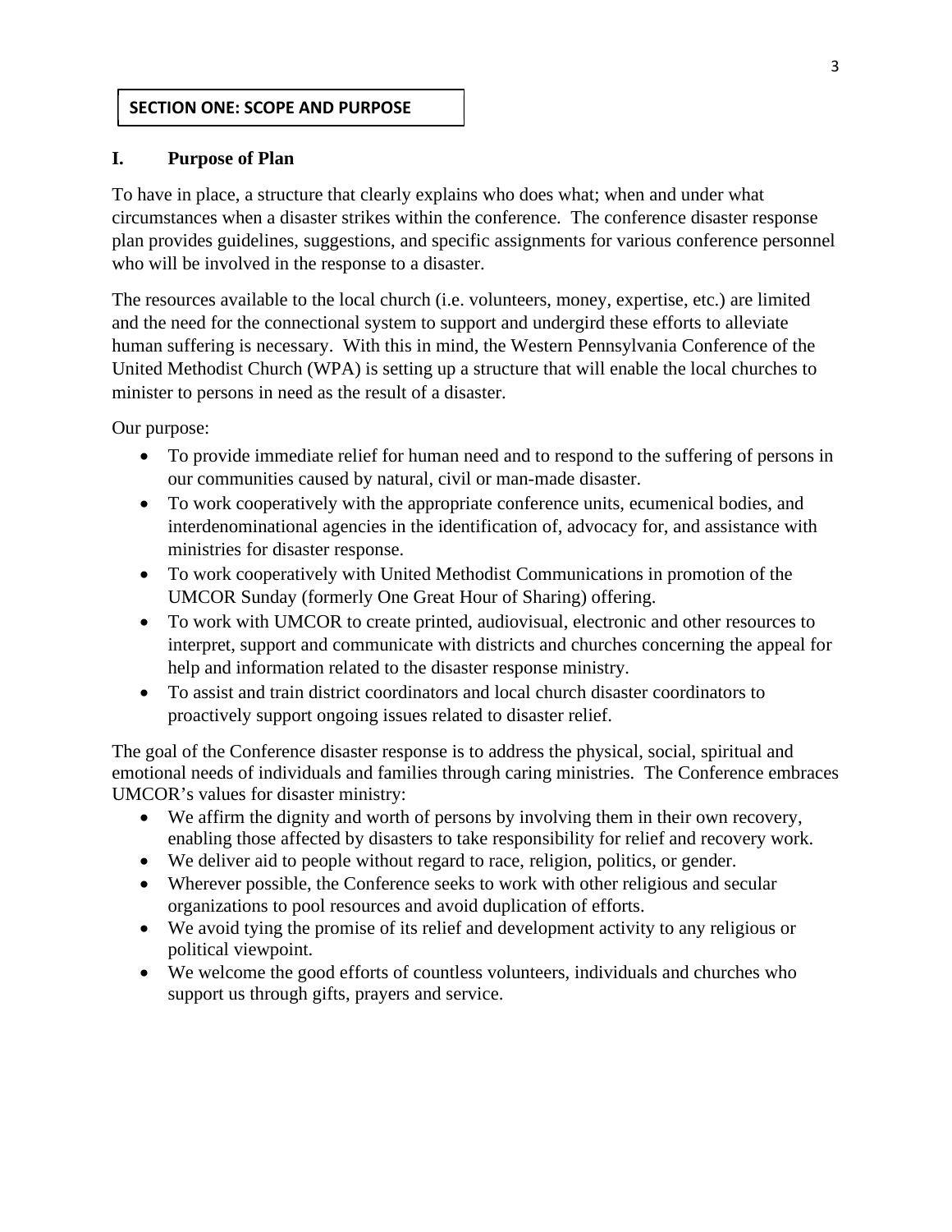## SECTION ONE: SCOPE AND PURPOSE

### I. Purpose of Plan

To have in place, a structure that clearly explains who does what; when and under what circumstances when a disaster strikes within the conference. The conference disaster response plan provides guidelines, suggestions, and specific assignments for various conference personnel who will be involved in the response to a disaster.

The resources available to the local church (i.e. volunteers, money, expertise, etc.) are limited and the need for the connectional system to support and undergird these efforts to alleviate human suffering is necessary. With this in mind, the Western Pennsylvania Conference of the United Methodist Church (WPA) is setting up a structure that will enable the local churches to minister to persons in need as the result of a disaster.

Our purpose:

- To provide immediate relief for human need and to respond to the suffering of persons in our communities caused by natural, civil or man-made disaster.
- To work cooperatively with the appropriate conference units, ecumenical bodies, and interdenominational agencies in the identification of, advocacy for, and assistance with ministries for disaster response.
- To work cooperatively with United Methodist Communications in promotion of the UMCOR Sunday (formerly One Great Hour of Sharing) offering.
- To work with UMCOR to create printed, audiovisual, electronic and other resources to interpret, support and communicate with districts and churches concerning the appeal for help and information related to the disaster response ministry.
- To assist and train district coordinators and local church disaster coordinators to proactively support ongoing issues related to disaster relief.

The goal of the Conference disaster response is to address the physical, social, spiritual and emotional needs of individuals and families through caring ministries. The Conference embraces UMCOR's values for disaster ministry:

- We affirm the dignity and worth of persons by involving them in their own recovery, enabling those affected by disasters to take responsibility for relief and recovery work.
- We deliver aid to people without regard to race, religion, politics, or gender.
- Wherever possible, the Conference seeks to work with other religious and secular organizations to pool resources and avoid duplication of efforts.
- We avoid tying the promise of its relief and development activity to any religious or political viewpoint.
- We welcome the good efforts of countless volunteers, individuals and churches who support us through gifts, prayers and service.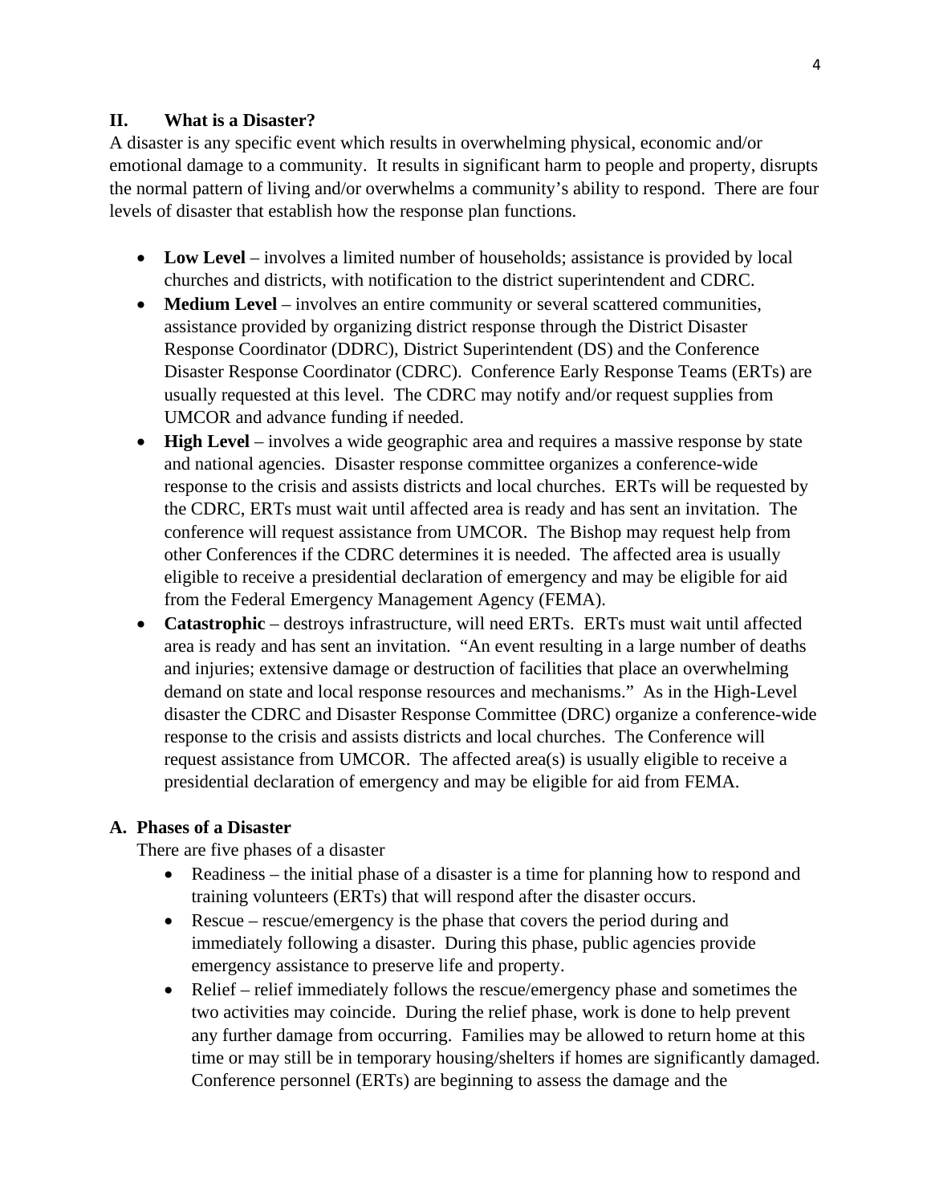## II. What is a Disaster?

A disaster is any specific event which results in overwhelming physical, economic and/or emotional damage to a community. It results in significant harm to people and property, disrupts the normal pattern of living and/or overwhelms a community's ability to respond. There are four levels of disaster that establish how the response plan functions.

- **Low Level** – involves a limited number of households; assistance is provided by local churches and districts, with notification to the district superintendent and CDRC.
- **Medium Level** – involves an entire community or several scattered communities, assistance provided by organizing district response through the District Disaster Response Coordinator (DDRC), District Superintendent (DS) and the Conference Disaster Response Coordinator (CDRC). Conference Early Response Teams (ERTs) are usually requested at this level. The CDRC may notify and/or request supplies from UMCOR and advance funding if needed.
- **High Level** – involves a wide geographic area and requires a massive response by state and national agencies. Disaster response committee organizes a conference-wide response to the crisis and assists districts and local churches. ERTs will be requested by the CDRC, ERTs must wait until affected area is ready and has sent an invitation. The conference will request assistance from UMCOR. The Bishop may request help from other Conferences if the CDRC determines it is needed. The affected area is usually eligible to receive a presidential declaration of emergency and may be eligible for aid from the Federal Emergency Management Agency (FEMA).
- **Catastrophic** – destroys infrastructure, will need ERTs. ERTs must wait until affected area is ready and has sent an invitation. "An event resulting in a large number of deaths and injuries; extensive damage or destruction of facilities that place an overwhelming demand on state and local response resources and mechanisms." As in the High-Level disaster the CDRC and Disaster Response Committee (DRC) organize a conference-wide response to the crisis and assists districts and local churches. The Conference will request assistance from UMCOR. The affected area(s) is usually eligible to receive a presidential declaration of emergency and may be eligible for aid from FEMA.

### A. Phases of a Disaster

There are five phases of a disaster

- Readiness – the initial phase of a disaster is a time for planning how to respond and training volunteers (ERTs) that will respond after the disaster occurs.
- Rescue – rescue/emergency is the phase that covers the period during and immediately following a disaster. During this phase, public agencies provide emergency assistance to preserve life and property.
- Relief – relief immediately follows the rescue/emergency phase and sometimes the two activities may coincide. During the relief phase, work is done to help prevent any further damage from occurring. Families may be allowed to return home at this time or may still be in temporary housing/shelters if homes are significantly damaged. Conference personnel (ERTs) are beginning to assess the damage and the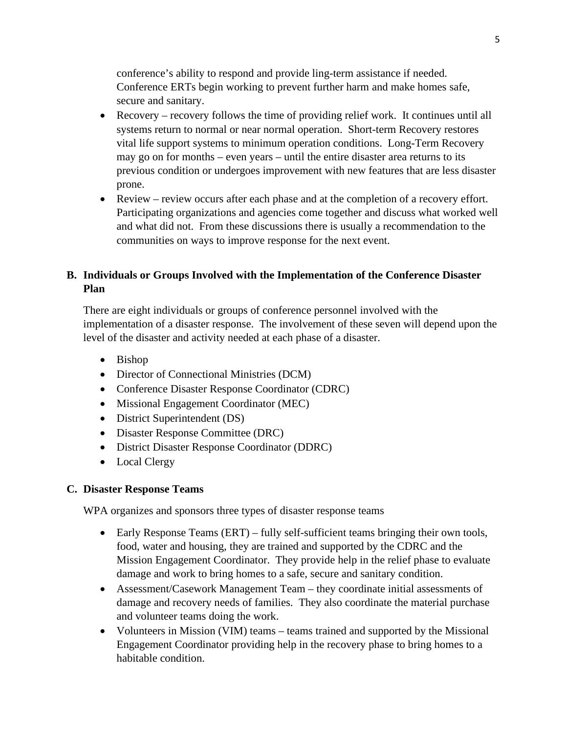conference's ability to respond and provide ling-term assistance if needed. Conference ERTs begin working to prevent further harm and make homes safe, secure and sanitary.

- Recovery – recovery follows the time of providing relief work. It continues until all systems return to normal or near normal operation. Short-term Recovery restores vital life support systems to minimum operation conditions. Long-Term Recovery may go on for months – even years – until the entire disaster area returns to its previous condition or undergoes improvement with new features that are less disaster prone.
- Review – review occurs after each phase and at the completion of a recovery effort. Participating organizations and agencies come together and discuss what worked well and what did not. From these discussions there is usually a recommendation to the communities on ways to improve response for the next event.

## B. Individuals or Groups Involved with the Implementation of the Conference Disaster Plan

There are eight individuals or groups of conference personnel involved with the implementation of a disaster response. The involvement of these seven will depend upon the level of the disaster and activity needed at each phase of a disaster.

- Bishop
- Director of Connectional Ministries (DCM)
- Conference Disaster Response Coordinator (CDRC)
- Missional Engagement Coordinator (MEC)
- District Superintendent (DS)
- Disaster Response Committee (DRC)
- District Disaster Response Coordinator (DDRC)
- Local Clergy

## C. Disaster Response Teams

WPA organizes and sponsors three types of disaster response teams

- Early Response Teams (ERT) – fully self-sufficient teams bringing their own tools, food, water and housing, they are trained and supported by the CDRC and the Mission Engagement Coordinator. They provide help in the relief phase to evaluate damage and work to bring homes to a safe, secure and sanitary condition.
- Assessment/Casework Management Team – they coordinate initial assessments of damage and recovery needs of families. They also coordinate the material purchase and volunteer teams doing the work.
- Volunteers in Mission (VIM) teams – teams trained and supported by the Missional Engagement Coordinator providing help in the recovery phase to bring homes to a habitable condition.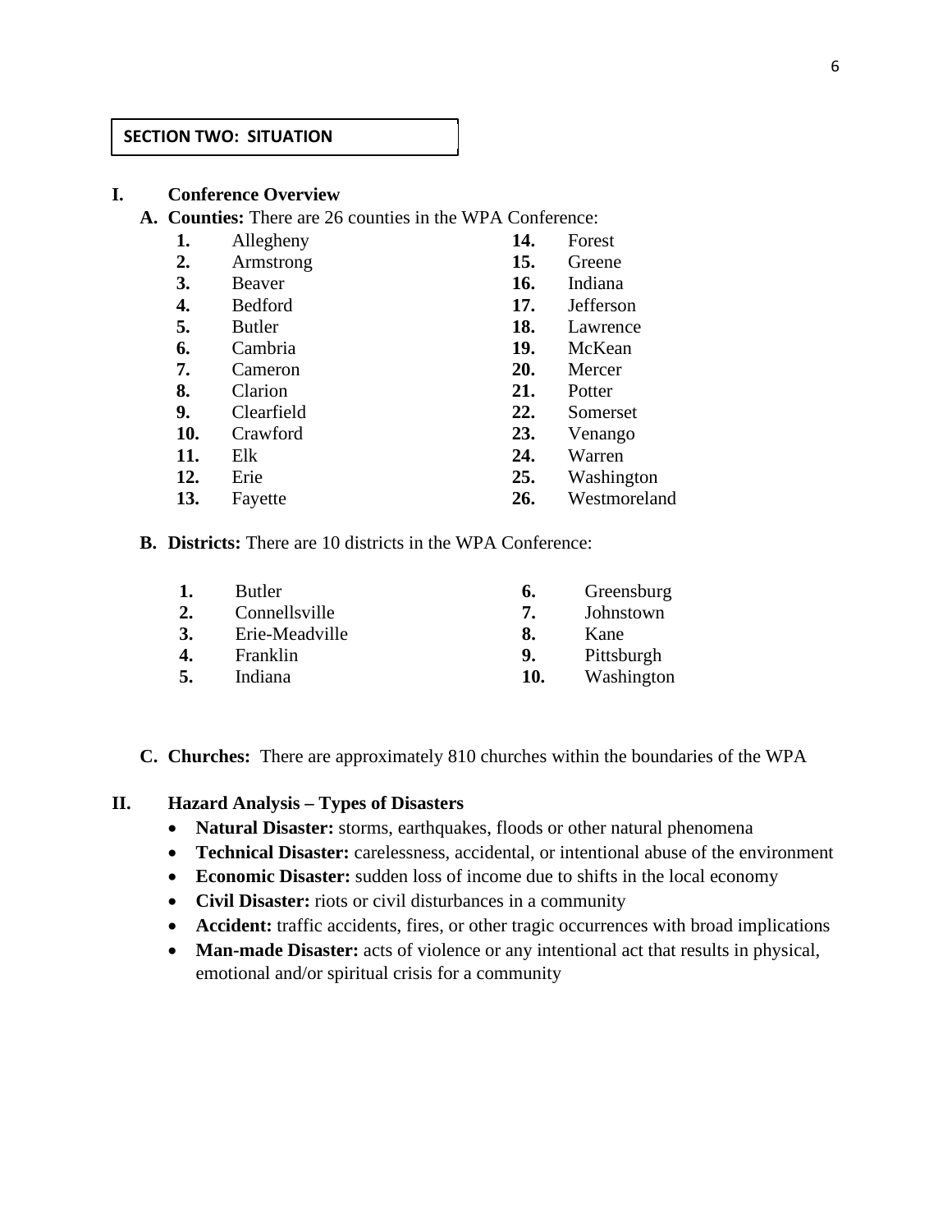**SECTION TWO: SITUATION**

**I. Conference Overview**

**A. Counties:** There are 26 counties in the WPA Conference:

1. Allegheny
2. Armstrong
3. Beaver
4. Bedford
5. Butler
6. Cambria
7. Cameron
8. Clarion
9. Clearfield
10. Crawford
11. Elk
12. Erie
13. Fayette
14. Forest
15. Greene
16. Indiana
17. Jefferson
18. Lawrence
19. McKean
20. Mercer
21. Potter
22. Somerset
23. Venango
24. Warren
25. Washington
26. Westmoreland

**B. Districts:** There are 10 districts in the WPA Conference:

1. Butler
2. Connellsville
3. Erie-Meadville
4. Franklin
5. Indiana
6. Greensburg
7. Johnstown
8. Kane
9. Pittsburgh
10. Washington

**C. Churches:** There are approximately 810 churches within the boundaries of the WPA

**II. Hazard Analysis – Types of Disasters**

- **Natural Disaster:** storms, earthquakes, floods or other natural phenomena
- **Technical Disaster:** carelessness, accidental, or intentional abuse of the environment
- **Economic Disaster:** sudden loss of income due to shifts in the local economy
- **Civil Disaster:** riots or civil disturbances in a community
- **Accident:** traffic accidents, fires, or other tragic occurrences with broad implications
- **Man-made Disaster:** acts of violence or any intentional act that results in physical, emotional and/or spiritual crisis for a community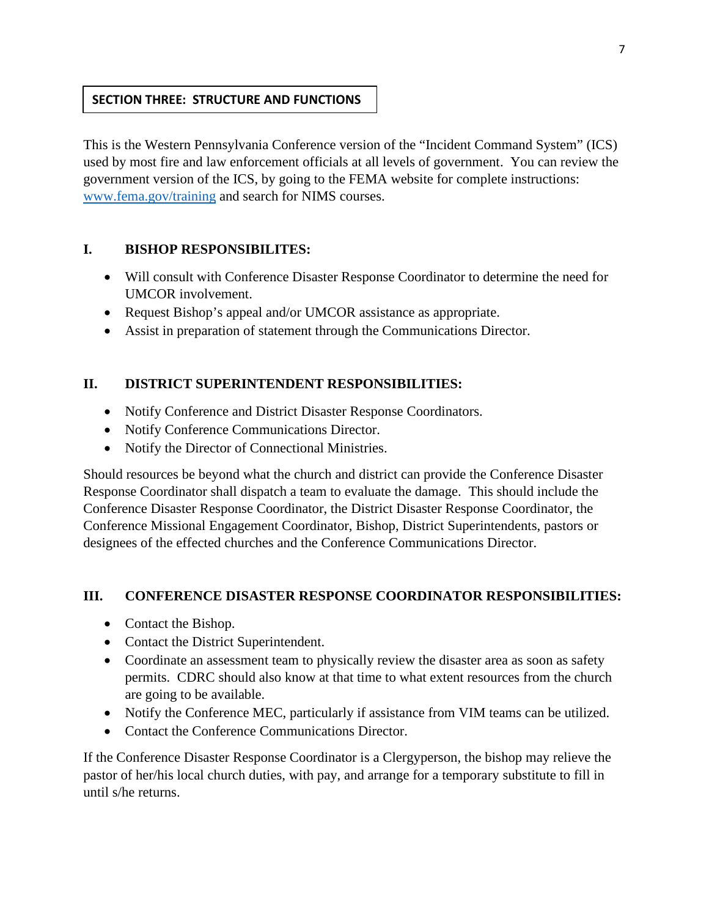## SECTION THREE: STRUCTURE AND FUNCTIONS

This is the Western Pennsylvania Conference version of the "Incident Command System" (ICS) used by most fire and law enforcement officials at all levels of government. You can review the government version of the ICS, by going to the FEMA website for complete instructions: www.fema.gov/training and search for NIMS courses.

### I. BISHOP RESPONSIBILITES:

- Will consult with Conference Disaster Response Coordinator to determine the need for UMCOR involvement.
- Request Bishop's appeal and/or UMCOR assistance as appropriate.
- Assist in preparation of statement through the Communications Director.

### II. DISTRICT SUPERINTENDENT RESPONSIBILITIES:

- Notify Conference and District Disaster Response Coordinators.
- Notify Conference Communications Director.
- Notify the Director of Connectional Ministries.

Should resources be beyond what the church and district can provide the Conference Disaster Response Coordinator shall dispatch a team to evaluate the damage. This should include the Conference Disaster Response Coordinator, the District Disaster Response Coordinator, the Conference Missional Engagement Coordinator, Bishop, District Superintendents, pastors or designees of the effected churches and the Conference Communications Director.

### III. CONFERENCE DISASTER RESPONSE COORDINATOR RESPONSIBILITIES:

- Contact the Bishop.
- Contact the District Superintendent.
- Coordinate an assessment team to physically review the disaster area as soon as safety permits. CDRC should also know at that time to what extent resources from the church are going to be available.
- Notify the Conference MEC, particularly if assistance from VIM teams can be utilized.
- Contact the Conference Communications Director.

If the Conference Disaster Response Coordinator is a Clergyperson, the bishop may relieve the pastor of her/his local church duties, with pay, and arrange for a temporary substitute to fill in until s/he returns.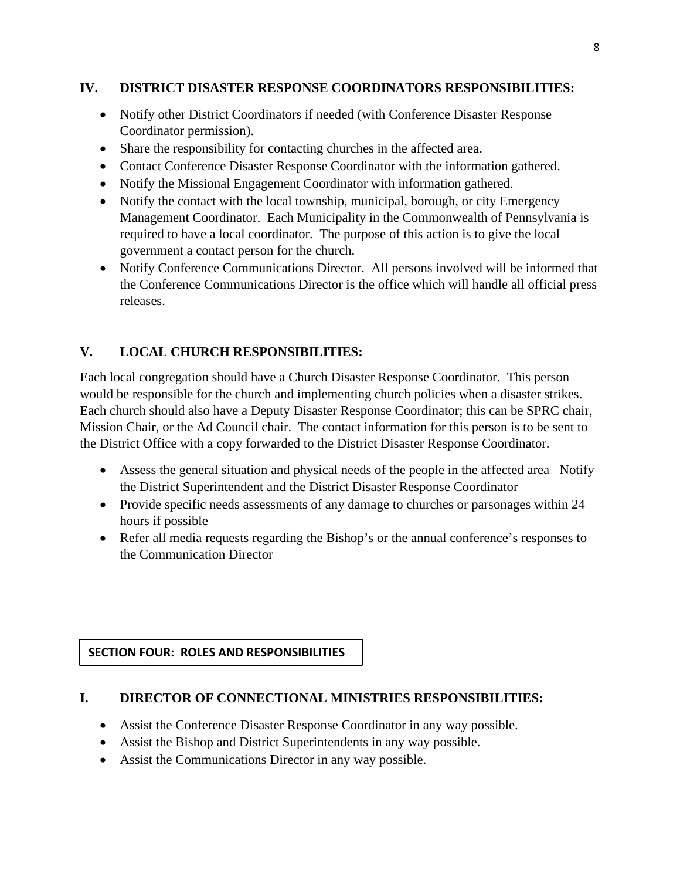## IV. DISTRICT DISASTER RESPONSE COORDINATORS RESPONSIBILITIES:

- Notify other District Coordinators if needed (with Conference Disaster Response Coordinator permission).
- Share the responsibility for contacting churches in the affected area.
- Contact Conference Disaster Response Coordinator with the information gathered.
- Notify the Missional Engagement Coordinator with information gathered.
- Notify the contact with the local township, municipal, borough, or city Emergency Management Coordinator. Each Municipality in the Commonwealth of Pennsylvania is required to have a local coordinator. The purpose of this action is to give the local government a contact person for the church.
- Notify Conference Communications Director. All persons involved will be informed that the Conference Communications Director is the office which will handle all official press releases.

## V. LOCAL CHURCH RESPONSIBILITIES:

Each local congregation should have a Church Disaster Response Coordinator. This person would be responsible for the church and implementing church policies when a disaster strikes. Each church should also have a Deputy Disaster Response Coordinator; this can be SPRC chair, Mission Chair, or the Ad Council chair. The contact information for this person is to be sent to the District Office with a copy forwarded to the District Disaster Response Coordinator.

- Assess the general situation and physical needs of the people in the affected area Notify the District Superintendent and the District Disaster Response Coordinator
- Provide specific needs assessments of any damage to churches or parsonages within 24 hours if possible
- Refer all media requests regarding the Bishop's or the annual conference's responses to the Communication Director

# SECTION FOUR: ROLES AND RESPONSIBILITIES

## I. DIRECTOR OF CONNECTIONAL MINISTRIES RESPONSIBILITIES:

- Assist the Conference Disaster Response Coordinator in any way possible.
- Assist the Bishop and District Superintendents in any way possible.
- Assist the Communications Director in any way possible.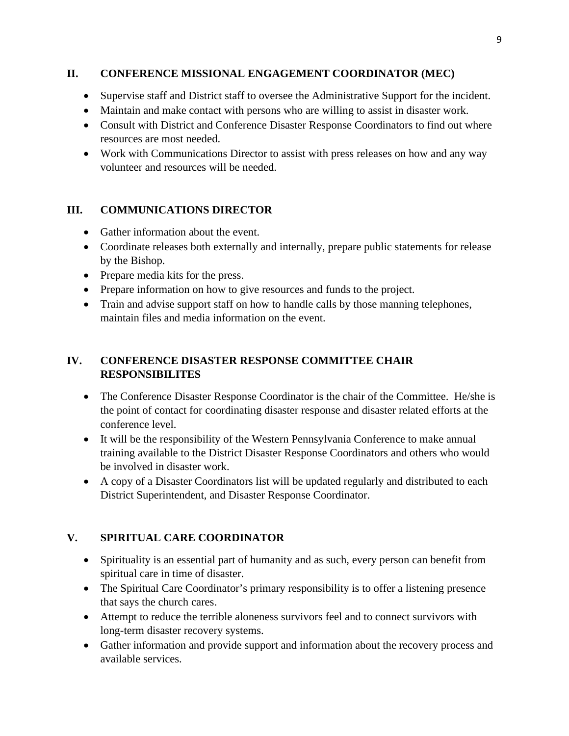## II. CONFERENCE MISSIONAL ENGAGEMENT COORDINATOR (MEC)

- Supervise staff and District staff to oversee the Administrative Support for the incident.
- Maintain and make contact with persons who are willing to assist in disaster work.
- Consult with District and Conference Disaster Response Coordinators to find out where resources are most needed.
- Work with Communications Director to assist with press releases on how and any way volunteer and resources will be needed.

## III. COMMUNICATIONS DIRECTOR

- Gather information about the event.
- Coordinate releases both externally and internally, prepare public statements for release by the Bishop.
- Prepare media kits for the press.
- Prepare information on how to give resources and funds to the project.
- Train and advise support staff on how to handle calls by those manning telephones, maintain files and media information on the event.

## IV. CONFERENCE DISASTER RESPONSE COMMITTEE CHAIR RESPONSIBILITES

- The Conference Disaster Response Coordinator is the chair of the Committee. He/she is the point of contact for coordinating disaster response and disaster related efforts at the conference level.
- It will be the responsibility of the Western Pennsylvania Conference to make annual training available to the District Disaster Response Coordinators and others who would be involved in disaster work.
- A copy of a Disaster Coordinators list will be updated regularly and distributed to each District Superintendent, and Disaster Response Coordinator.

## V. SPIRITUAL CARE COORDINATOR

- Spirituality is an essential part of humanity and as such, every person can benefit from spiritual care in time of disaster.
- The Spiritual Care Coordinator's primary responsibility is to offer a listening presence that says the church cares.
- Attempt to reduce the terrible aloneness survivors feel and to connect survivors with long-term disaster recovery systems.
- Gather information and provide support and information about the recovery process and available services.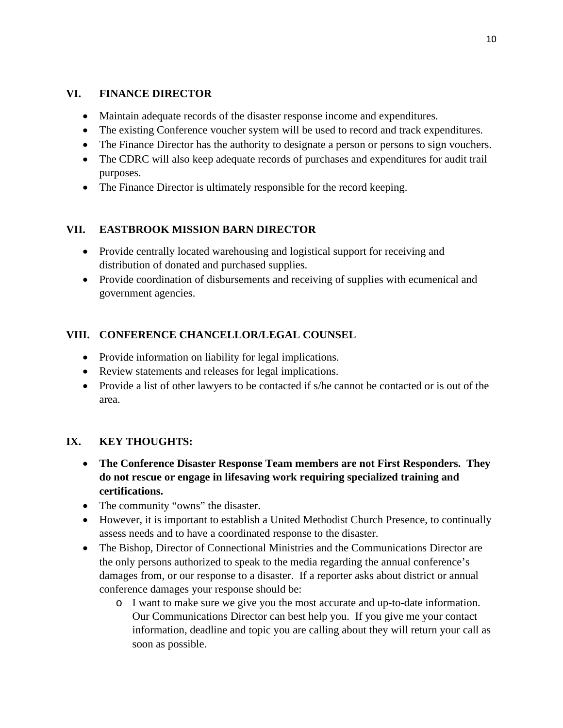## VI. FINANCE DIRECTOR

- Maintain adequate records of the disaster response income and expenditures.
- The existing Conference voucher system will be used to record and track expenditures.
- The Finance Director has the authority to designate a person or persons to sign vouchers.
- The CDRC will also keep adequate records of purchases and expenditures for audit trail purposes.
- The Finance Director is ultimately responsible for the record keeping.

## VII. EASTBROOK MISSION BARN DIRECTOR

- Provide centrally located warehousing and logistical support for receiving and distribution of donated and purchased supplies.
- Provide coordination of disbursements and receiving of supplies with ecumenical and government agencies.

## VIII. CONFERENCE CHANCELLOR/LEGAL COUNSEL

- Provide information on liability for legal implications.
- Review statements and releases for legal implications.
- Provide a list of other lawyers to be contacted if s/he cannot be contacted or is out of the area.

## IX. KEY THOUGHTS:

- **The Conference Disaster Response Team members are not First Responders. They do not rescue or engage in lifesaving work requiring specialized training and certifications.**
- The community "owns" the disaster.
- However, it is important to establish a United Methodist Church Presence, to continually assess needs and to have a coordinated response to the disaster.
- The Bishop, Director of Connectional Ministries and the Communications Director are the only persons authorized to speak to the media regarding the annual conference's damages from, or our response to a disaster. If a reporter asks about district or annual conference damages your response should be:
  - I want to make sure we give you the most accurate and up-to-date information. Our Communications Director can best help you. If you give me your contact information, deadline and topic you are calling about they will return your call as soon as possible.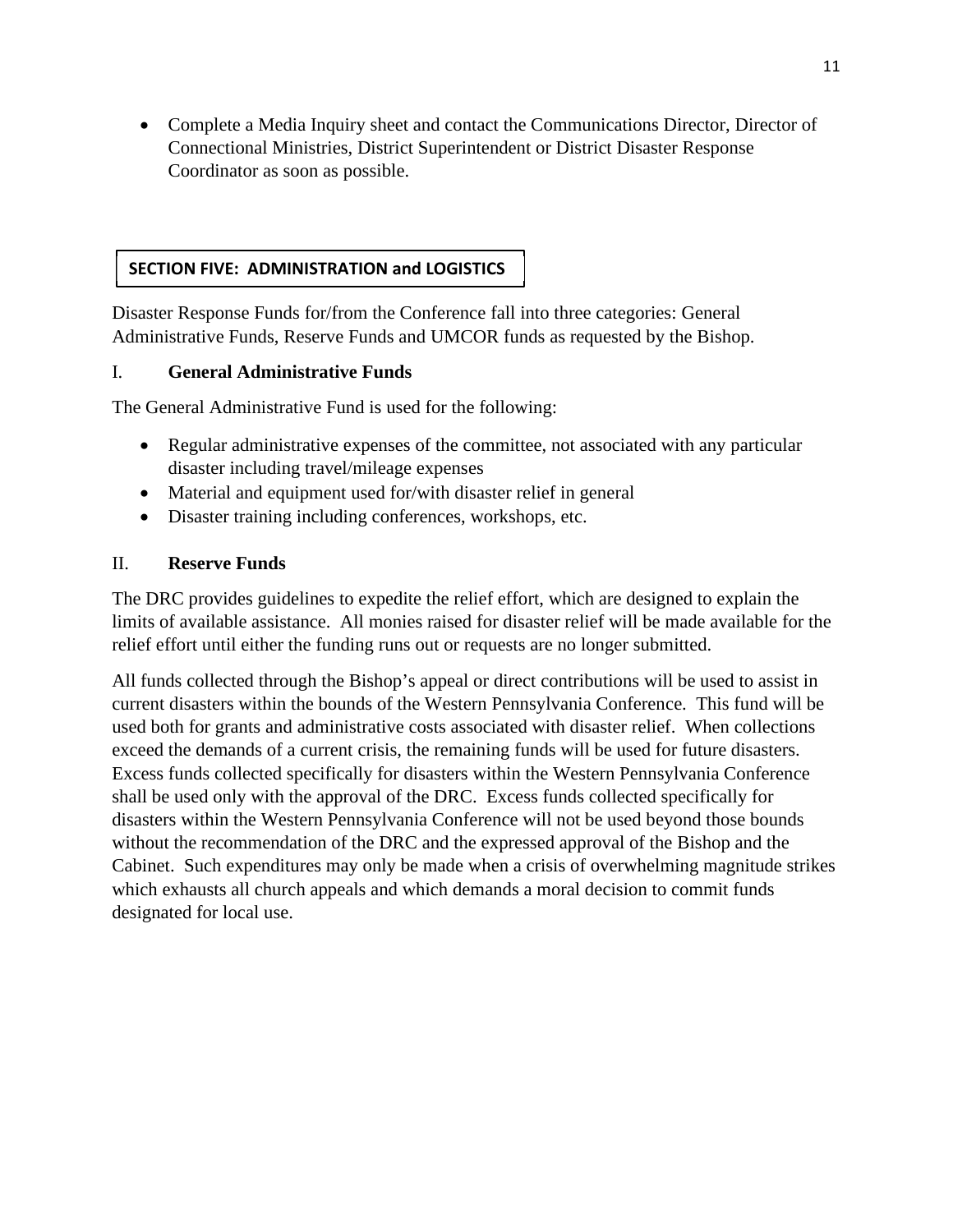- Complete a Media Inquiry sheet and contact the Communications Director, Director of Connectional Ministries, District Superintendent or District Disaster Response Coordinator as soon as possible.

## SECTION FIVE: ADMINISTRATION and LOGISTICS

Disaster Response Funds for/from the Conference fall into three categories: General Administrative Funds, Reserve Funds and UMCOR funds as requested by the Bishop.

### I. General Administrative Funds

The General Administrative Fund is used for the following:

- Regular administrative expenses of the committee, not associated with any particular disaster including travel/mileage expenses
- Material and equipment used for/with disaster relief in general
- Disaster training including conferences, workshops, etc.

### II. Reserve Funds

The DRC provides guidelines to expedite the relief effort, which are designed to explain the limits of available assistance. All monies raised for disaster relief will be made available for the relief effort until either the funding runs out or requests are no longer submitted.

All funds collected through the Bishop's appeal or direct contributions will be used to assist in current disasters within the bounds of the Western Pennsylvania Conference. This fund will be used both for grants and administrative costs associated with disaster relief. When collections exceed the demands of a current crisis, the remaining funds will be used for future disasters. Excess funds collected specifically for disasters within the Western Pennsylvania Conference shall be used only with the approval of the DRC. Excess funds collected specifically for disasters within the Western Pennsylvania Conference will not be used beyond those bounds without the recommendation of the DRC and the expressed approval of the Bishop and the Cabinet. Such expenditures may only be made when a crisis of overwhelming magnitude strikes which exhausts all church appeals and which demands a moral decision to commit funds designated for local use.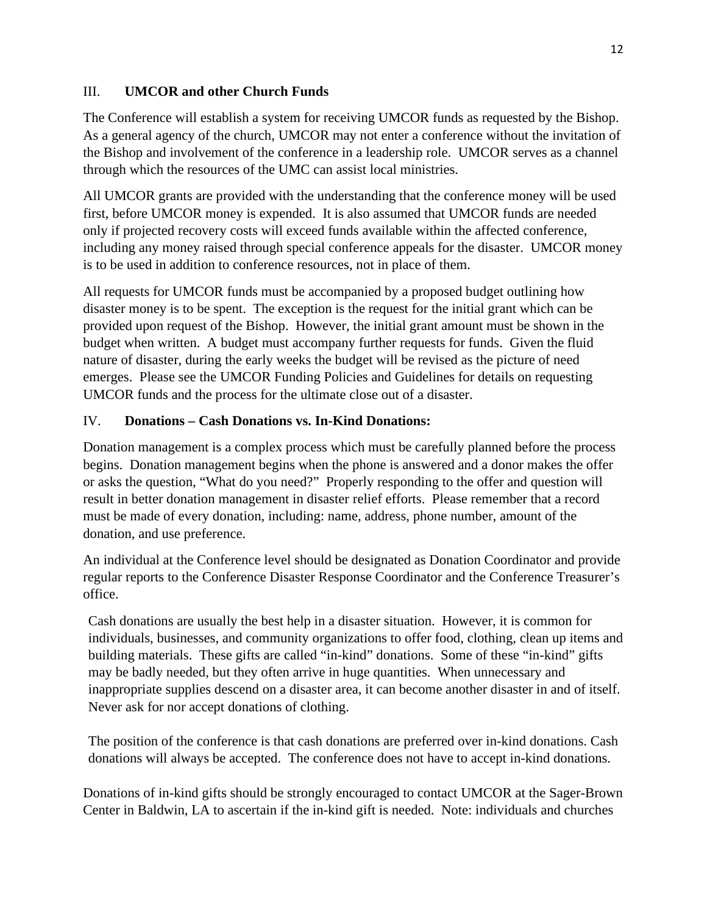## III. **UMCOR and other Church Funds**

The Conference will establish a system for receiving UMCOR funds as requested by the Bishop. As a general agency of the church, UMCOR may not enter a conference without the invitation of the Bishop and involvement of the conference in a leadership role. UMCOR serves as a channel through which the resources of the UMC can assist local ministries.

All UMCOR grants are provided with the understanding that the conference money will be used first, before UMCOR money is expended. It is also assumed that UMCOR funds are needed only if projected recovery costs will exceed funds available within the affected conference, including any money raised through special conference appeals for the disaster. UMCOR money is to be used in addition to conference resources, not in place of them.

All requests for UMCOR funds must be accompanied by a proposed budget outlining how disaster money is to be spent. The exception is the request for the initial grant which can be provided upon request of the Bishop. However, the initial grant amount must be shown in the budget when written. A budget must accompany further requests for funds. Given the fluid nature of disaster, during the early weeks the budget will be revised as the picture of need emerges. Please see the UMCOR Funding Policies and Guidelines for details on requesting UMCOR funds and the process for the ultimate close out of a disaster.

## IV. **Donations – Cash Donations vs. In-Kind Donations:**

Donation management is a complex process which must be carefully planned before the process begins. Donation management begins when the phone is answered and a donor makes the offer or asks the question, "What do you need?" Properly responding to the offer and question will result in better donation management in disaster relief efforts. Please remember that a record must be made of every donation, including: name, address, phone number, amount of the donation, and use preference.

An individual at the Conference level should be designated as Donation Coordinator and provide regular reports to the Conference Disaster Response Coordinator and the Conference Treasurer's office.

Cash donations are usually the best help in a disaster situation. However, it is common for individuals, businesses, and community organizations to offer food, clothing, clean up items and building materials. These gifts are called "in-kind" donations. Some of these "in-kind" gifts may be badly needed, but they often arrive in huge quantities. When unnecessary and inappropriate supplies descend on a disaster area, it can become another disaster in and of itself. Never ask for nor accept donations of clothing.

The position of the conference is that cash donations are preferred over in-kind donations. Cash donations will always be accepted. The conference does not have to accept in-kind donations.

Donations of in-kind gifts should be strongly encouraged to contact UMCOR at the Sager-Brown Center in Baldwin, LA to ascertain if the in-kind gift is needed. Note: individuals and churches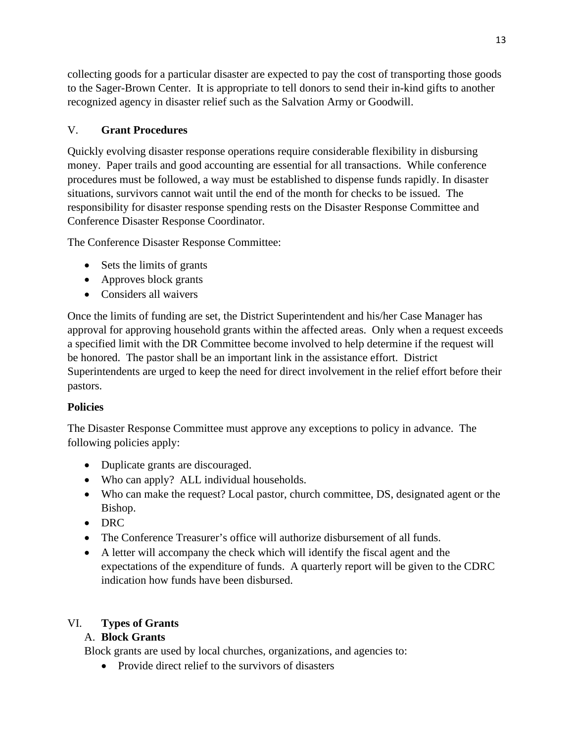collecting goods for a particular disaster are expected to pay the cost of transporting those goods to the Sager-Brown Center. It is appropriate to tell donors to send their in-kind gifts to another recognized agency in disaster relief such as the Salvation Army or Goodwill.

## V. Grant Procedures

Quickly evolving disaster response operations require considerable flexibility in disbursing money. Paper trails and good accounting are essential for all transactions. While conference procedures must be followed, a way must be established to dispense funds rapidly. In disaster situations, survivors cannot wait until the end of the month for checks to be issued. The responsibility for disaster response spending rests on the Disaster Response Committee and Conference Disaster Response Coordinator.

The Conference Disaster Response Committee:

- Sets the limits of grants
- Approves block grants
- Considers all waivers

Once the limits of funding are set, the District Superintendent and his/her Case Manager has approval for approving household grants within the affected areas. Only when a request exceeds a specified limit with the DR Committee become involved to help determine if the request will be honored. The pastor shall be an important link in the assistance effort. District Superintendents are urged to keep the need for direct involvement in the relief effort before their pastors.

### Policies

The Disaster Response Committee must approve any exceptions to policy in advance. The following policies apply:

- Duplicate grants are discouraged.
- Who can apply? ALL individual households.
- Who can make the request? Local pastor, church committee, DS, designated agent or the Bishop.
- DRC
- The Conference Treasurer's office will authorize disbursement of all funds.
- A letter will accompany the check which will identify the fiscal agent and the expectations of the expenditure of funds. A quarterly report will be given to the CDRC indication how funds have been disbursed.

## VI. Types of Grants

### A. Block Grants

Block grants are used by local churches, organizations, and agencies to:

- Provide direct relief to the survivors of disasters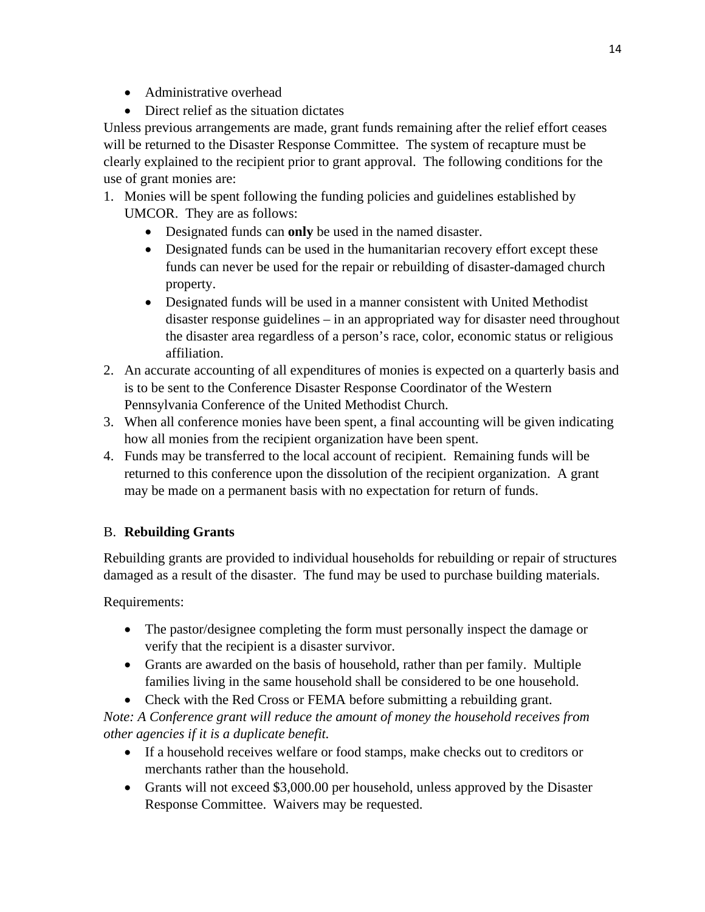- Administrative overhead
- Direct relief as the situation dictates

Unless previous arrangements are made, grant funds remaining after the relief effort ceases will be returned to the Disaster Response Committee. The system of recapture must be clearly explained to the recipient prior to grant approval. The following conditions for the use of grant monies are:

1. Monies will be spent following the funding policies and guidelines established by UMCOR. They are as follows:
   - Designated funds can **only** be used in the named disaster.
   - Designated funds can be used in the humanitarian recovery effort except these funds can never be used for the repair or rebuilding of disaster-damaged church property.
   - Designated funds will be used in a manner consistent with United Methodist disaster response guidelines – in an appropriated way for disaster need throughout the disaster area regardless of a person's race, color, economic status or religious affiliation.
2. An accurate accounting of all expenditures of monies is expected on a quarterly basis and is to be sent to the Conference Disaster Response Coordinator of the Western Pennsylvania Conference of the United Methodist Church.
3. When all conference monies have been spent, a final accounting will be given indicating how all monies from the recipient organization have been spent.
4. Funds may be transferred to the local account of recipient. Remaining funds will be returned to this conference upon the dissolution of the recipient organization. A grant may be made on a permanent basis with no expectation for return of funds.

B. **Rebuilding Grants**

Rebuilding grants are provided to individual households for rebuilding or repair of structures damaged as a result of the disaster. The fund may be used to purchase building materials.

Requirements:

- The pastor/designee completing the form must personally inspect the damage or verify that the recipient is a disaster survivor.
- Grants are awarded on the basis of household, rather than per family. Multiple families living in the same household shall be considered to be one household.
- Check with the Red Cross or FEMA before submitting a rebuilding grant.

*Note: A Conference grant will reduce the amount of money the household receives from other agencies if it is a duplicate benefit.*

- If a household receives welfare or food stamps, make checks out to creditors or merchants rather than the household.
- Grants will not exceed $3,000.00 per household, unless approved by the Disaster Response Committee. Waivers may be requested.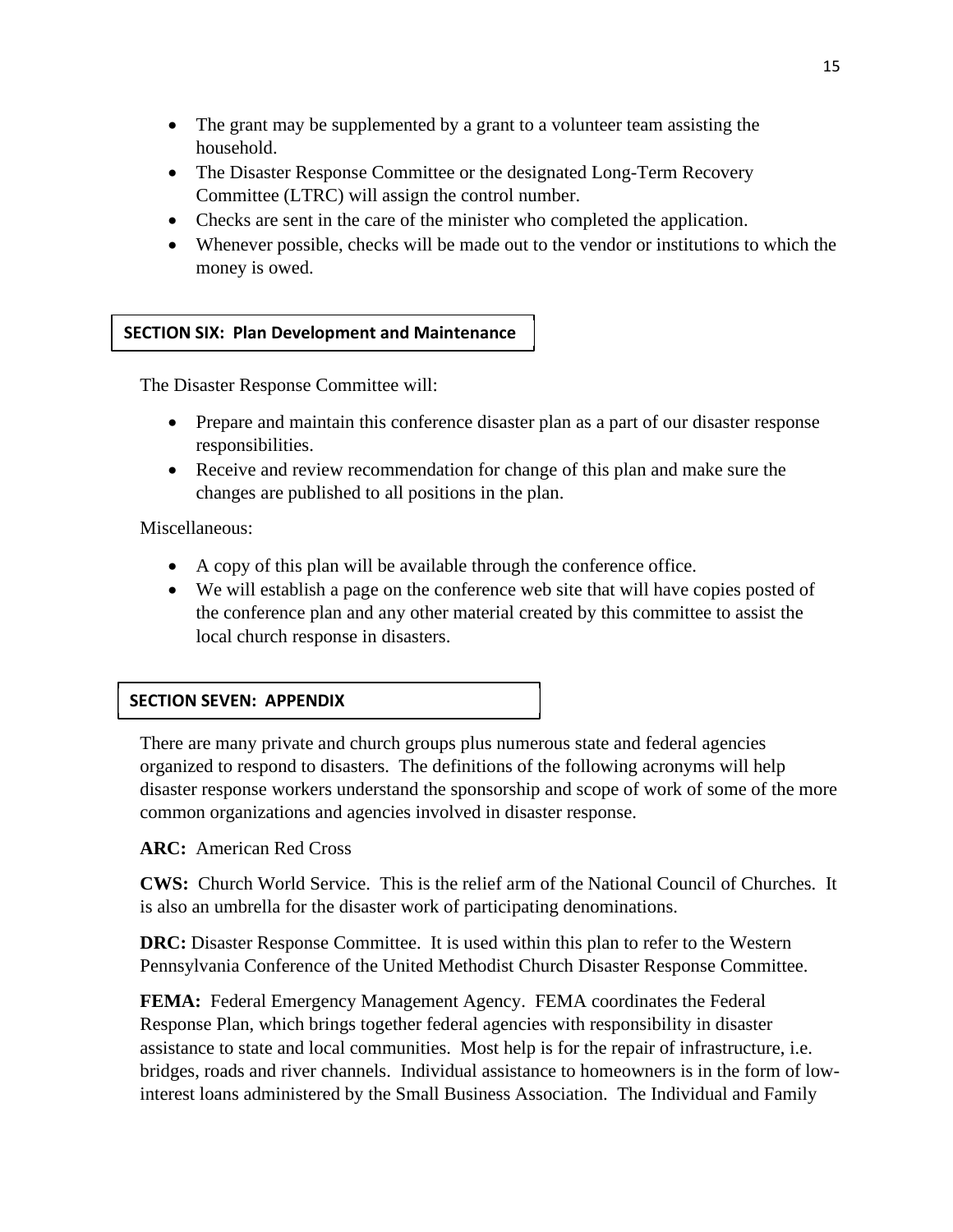- The grant may be supplemented by a grant to a volunteer team assisting the household.
- The Disaster Response Committee or the designated Long-Term Recovery Committee (LTRC) will assign the control number.
- Checks are sent in the care of the minister who completed the application.
- Whenever possible, checks will be made out to the vendor or institutions to which the money is owed.

## SECTION SIX: Plan Development and Maintenance

The Disaster Response Committee will:

- Prepare and maintain this conference disaster plan as a part of our disaster response responsibilities.
- Receive and review recommendation for change of this plan and make sure the changes are published to all positions in the plan.

Miscellaneous:

- A copy of this plan will be available through the conference office.
- We will establish a page on the conference web site that will have copies posted of the conference plan and any other material created by this committee to assist the local church response in disasters.

## SECTION SEVEN: APPENDIX

There are many private and church groups plus numerous state and federal agencies organized to respond to disasters. The definitions of the following acronyms will help disaster response workers understand the sponsorship and scope of work of some of the more common organizations and agencies involved in disaster response.

**ARC:** American Red Cross

**CWS:** Church World Service. This is the relief arm of the National Council of Churches. It is also an umbrella for the disaster work of participating denominations.

**DRC:** Disaster Response Committee. It is used within this plan to refer to the Western Pennsylvania Conference of the United Methodist Church Disaster Response Committee.

**FEMA:** Federal Emergency Management Agency. FEMA coordinates the Federal Response Plan, which brings together federal agencies with responsibility in disaster assistance to state and local communities. Most help is for the repair of infrastructure, i.e. bridges, roads and river channels. Individual assistance to homeowners is in the form of low-interest loans administered by the Small Business Association. The Individual and Family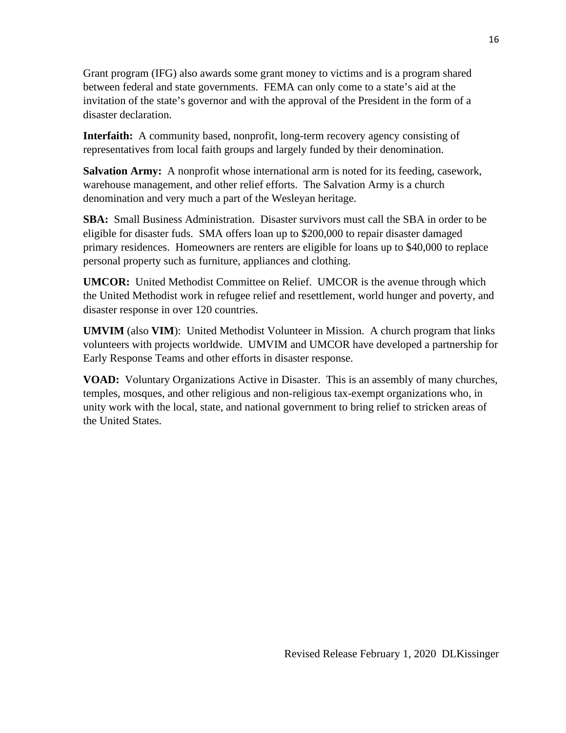Grant program (IFG) also awards some grant money to victims and is a program shared between federal and state governments. FEMA can only come to a state's aid at the invitation of the state's governor and with the approval of the President in the form of a disaster declaration.

**Interfaith:** A community based, nonprofit, long-term recovery agency consisting of representatives from local faith groups and largely funded by their denomination.

**Salvation Army:** A nonprofit whose international arm is noted for its feeding, casework, warehouse management, and other relief efforts. The Salvation Army is a church denomination and very much a part of the Wesleyan heritage.

**SBA:** Small Business Administration. Disaster survivors must call the SBA in order to be eligible for disaster fuds. SMA offers loan up to $200,000 to repair disaster damaged primary residences. Homeowners are renters are eligible for loans up to $40,000 to replace personal property such as furniture, appliances and clothing.

**UMCOR:** United Methodist Committee on Relief. UMCOR is the avenue through which the United Methodist work in refugee relief and resettlement, world hunger and poverty, and disaster response in over 120 countries.

**UMVIM** (also **VIM**): United Methodist Volunteer in Mission. A church program that links volunteers with projects worldwide. UMVIM and UMCOR have developed a partnership for Early Response Teams and other efforts in disaster response.

**VOAD:** Voluntary Organizations Active in Disaster. This is an assembly of many churches, temples, mosques, and other religious and non-religious tax-exempt organizations who, in unity work with the local, state, and national government to bring relief to stricken areas of the United States.